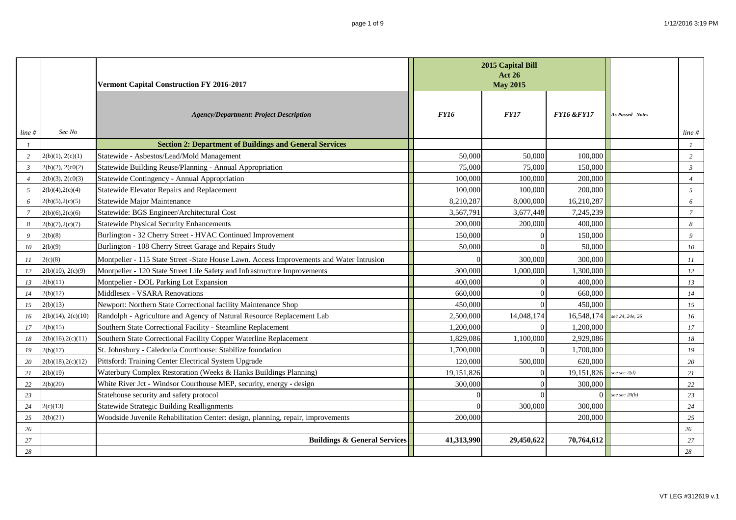| | | Vermont Capital Construction FY 2016-2017 | 2015 Capital Bill Act 26 May 2015 | | | | |
|---|---|---|---|---|---|---|---|
| line # | Sec No | *Agency/Department: Project Description* | *FY16* | *FY17* | *FY16 &FY17* | *As Passed Notes* | line # |
| *1* | | **Section 2: Department of Buildings and General Services** | | | | | *1* |
| *2* | 2(b)(1), 2(c)(1) | Statewide - Asbestos/Lead/Mold Management | 50,000 | 50,000 | 100,000 | | *2* |
| *3* | 2(b)(2), 2(c0(2) | Statewide Building Reuse/Planning - Annual Appropriation | 75,000 | 75,000 | 150,000 | | *3* |
| *4* | 2(b)(3), 2(c0(3) | Statewide Contingency - Annual Appropriation | 100,000 | 100,000 | 200,000 | | *4* |
| *5* | 2(b)(4),2(c)(4) | Statewide Elevator Repairs and Replacement | 100,000 | 100,000 | 200,000 | | *5* |
| *6* | 2(b)(5),2(c)(5) | Statewide Major Maintenance | 8,210,287 | 8,000,000 | 16,210,287 | | *6* |
| *7* | 2(b)(6),2(c)(6) | Statewide: BGS Engineer/Architectural Cost | 3,567,791 | 3,677,448 | 7,245,239 | | *7* |
| *8* | 2(b)(7),2(c)(7) | Statewide Physical Security Enhancements | 200,000 | 200,000 | 400,000 | | *8* |
| *9* | 2(b)(8) | Burlington - 32 Cherry Street - HVAC Continued Improvement | 150,000 | 0 | 150,000 | | *9* |
| *10* | 2(b)(9) | Burlington - 108 Cherry Street Garage and Repairs Study | 50,000 | 0 | 50,000 | | *10* |
| *11* | 2(c)(8) | Montpelier - 115 State Street -State House Lawn. Access Improvements and Water Intrusion | 0 | 300,000 | 300,000 | | *11* |
| *12* | 2(b)(10), 2(c)(9) | Montpelier - 120 State Street Life Safety and Infrastructure Improvements | 300,000 | 1,000,000 | 1,300,000 | | *12* |
| *13* | 2(b)(11) | Montpelier - DOL Parking Lot Expansion | 400,000 | 0 | 400,000 | | *13* |
| *14* | 2(b)(12) | Middlesex - VSARA Renovations | 660,000 | 0 | 660,000 | | *14* |
| *15* | 2(b)(13) | Newport: Northern State Correctional facility Maintenance Shop | 450,000 | 0 | 450,000 | | *15* |
| *16* | 2(b)(14), 2(c)(10) | Randolph - Agriculture and Agency of Natural Resource Replacement Lab | 2,500,000 | 14,048,174 | 16,548,174 | *sec 24, 24e, 26* | *16* |
| *17* | 2(b)(15) | Southern State Correctional Facility - Steamline Replacement | 1,200,000 | 0 | 1,200,000 | | *17* |
| *18* | 2(b)(16),2(c)(11) | Southern State Correctional Facility Copper Waterline Replacement | 1,829,086 | 1,100,000 | 2,929,086 | | *18* |
| *19* | 2(b)(17) | St. Johnsbury - Caledonia Courthouse: Stabilize foundation | 1,700,000 | 0 | 1,700,000 | | *19* |
| *20* | 2(b)(18),2(c)(12) | Pittsford: Training Center Electrical System Upgrade | 120,000 | 500,000 | 620,000 | | *20* |
| *21* | 2(b)(19) | Waterbury Complex Restoration (Weeks & Hanks Buildings Planning) | 19,151,826 | 0 | 19,151,826 | *see sec 2(d)* | *21* |
| *22* | 2(b)(20) | White River Jct - Windsor Courthouse MEP, security, energy - design | 300,000 | 0 | 300,000 | | *22* |
| *23* | | Statehouse security and safety protocol | 0 | 0 | 0 | *see sec 20(b)* | *23* |
| *24* | 2(c)(13) | Statewide Strategic Building Reallignments | 0 | 300,000 | 300,000 | | *24* |
| *25* | 2(b)(21) | Woodside Juvenile Rehabilitation Center: design, planning, repair, improvements | 200,000 | | 200,000 | | *25* |
| *26* | | | | | | | *26* |
| *27* | | **Buildings & General Services** | **41,313,990** | **29,450,622** | **70,764,612** | | *27* |
| *28* | | | | | | | *28* |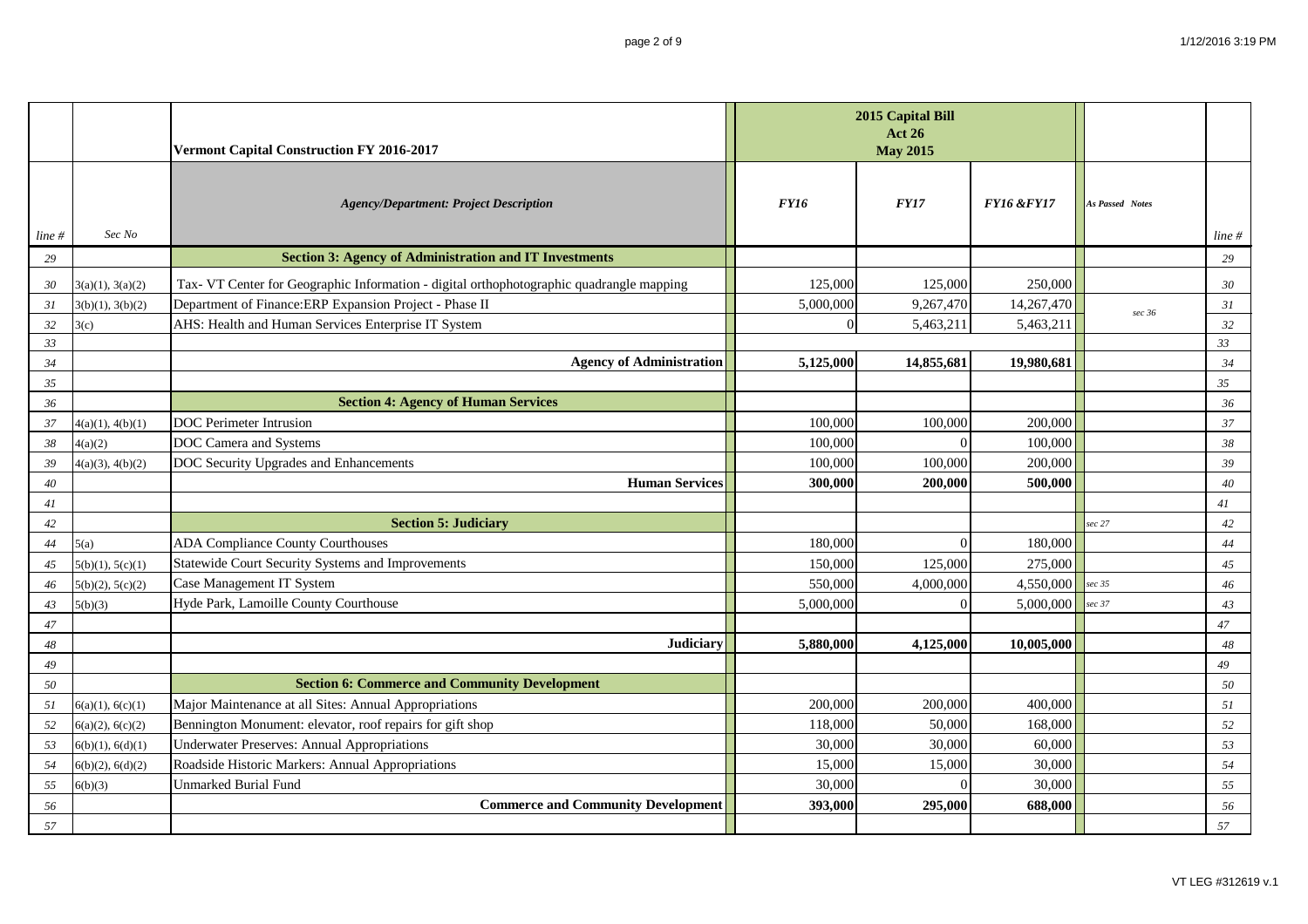| line # | Sec No | Vermont Capital Construction FY 2016-2017 | 2015 Capital Bill Act 26 May 2015 | | | | line # |
|---|---|---|---|---|---|---|---|
| | | *Agency/Department: Project Description* | *FY16* | *FY17* | *FY16 &FY17* | *As Passed Notes* | |
| 29 | | **Section 3: Agency of Administration and IT Investments** | | | | | 29 |
| 30 | 3(a)(1), 3(a)(2) | Tax- VT Center for Geographic Information - digital orthophotographic quadrangle mapping | 125,000 | 125,000 | 250,000 | | 30 |
| 31 | 3(b)(1), 3(b)(2) | Department of Finance:ERP Expansion Project - Phase II | 5,000,000 | 9,267,470 | 14,267,470 | sec 36 | 31 |
| 32 | 3(c) | AHS: Health and Human Services Enterprise IT System | 0 | 5,463,211 | 5,463,211 | | 32 |
| 33 | | | | | | | 33 |
| 34 | | **Agency of Administration** | **5,125,000** | **14,855,681** | **19,980,681** | | 34 |
| 35 | | | | | | | 35 |
| 36 | | **Section 4: Agency of Human Services** | | | | | 36 |
| 37 | 4(a)(1), 4(b)(1) | DOC Perimeter Intrusion | 100,000 | 100,000 | 200,000 | | 37 |
| 38 | 4(a)(2) | DOC Camera and Systems | 100,000 | 0 | 100,000 | | 38 |
| 39 | 4(a)(3), 4(b)(2) | DOC Security Upgrades and Enhancements | 100,000 | 100,000 | 200,000 | | 39 |
| 40 | | **Human Services** | **300,000** | **200,000** | **500,000** | | 40 |
| 41 | | | | | | | 41 |
| 42 | | **Section 5: Judiciary** | | | | sec 27 | 42 |
| 44 | 5(a) | ADA Compliance County Courthouses | 180,000 | 0 | 180,000 | | 44 |
| 45 | 5(b)(1), 5(c)(1) | Statewide Court Security Systems and Improvements | 150,000 | 125,000 | 275,000 | | 45 |
| 46 | 5(b)(2), 5(c)(2) | Case Management IT System | 550,000 | 4,000,000 | 4,550,000 | sec 35 | 46 |
| 43 | 5(b)(3) | Hyde Park, Lamoille County Courthouse | 5,000,000 | 0 | 5,000,000 | sec 37 | 43 |
| 47 | | | | | | | 47 |
| 48 | | **Judiciary** | **5,880,000** | **4,125,000** | **10,005,000** | | 48 |
| 49 | | | | | | | 49 |
| 50 | | **Section 6: Commerce and Community Development** | | | | | 50 |
| 51 | 6(a)(1), 6(c)(1) | Major Maintenance at all Sites: Annual Appropriations | 200,000 | 200,000 | 400,000 | | 51 |
| 52 | 6(a)(2), 6(c)(2) | Bennington Monument: elevator, roof repairs for gift shop | 118,000 | 50,000 | 168,000 | | 52 |
| 53 | 6(b)(1), 6(d)(1) | Underwater Preserves: Annual Appropriations | 30,000 | 30,000 | 60,000 | | 53 |
| 54 | 6(b)(2), 6(d)(2) | Roadside Historic Markers: Annual Appropriations | 15,000 | 15,000 | 30,000 | | 54 |
| 55 | 6(b)(3) | Unmarked Burial Fund | 30,000 | 0 | 30,000 | | 55 |
| 56 | | **Commerce and Community Development** | **393,000** | **295,000** | **688,000** | | 56 |
| 57 | | | | | | | 57 |

VT LEG #312619 v.1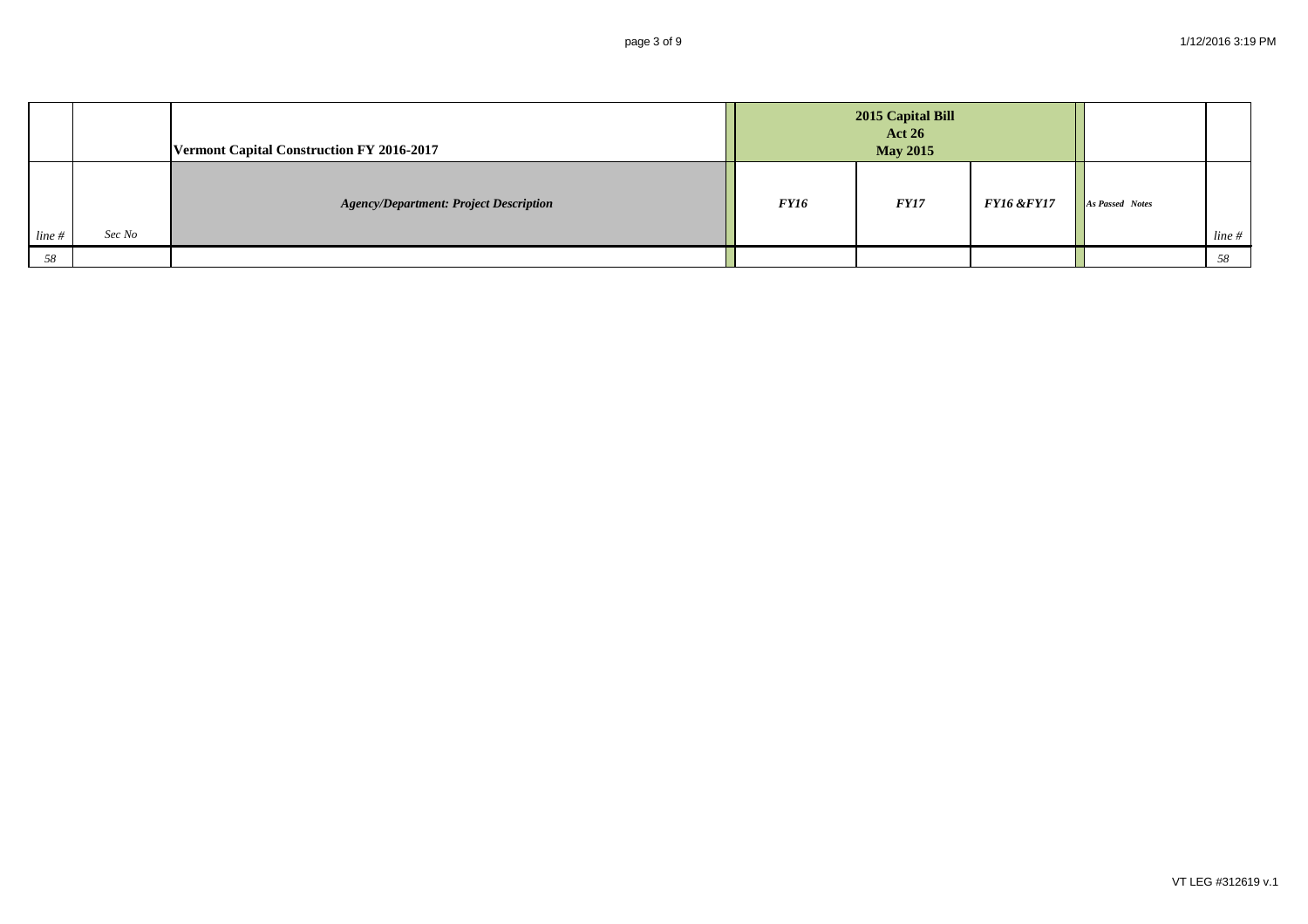| | | Vermont Capital Construction FY 2016-2017 | 2015 Capital Bill Act 26 May 2015 | | | | |
|---|---|---|---|---|---|---|---|
| line # | Sec No | *Agency/Department: Project Description* | *FY16* | *FY17* | *FY16 &FY17* | *As Passed Notes* | line # |
| 58 | | | | | | | 58 |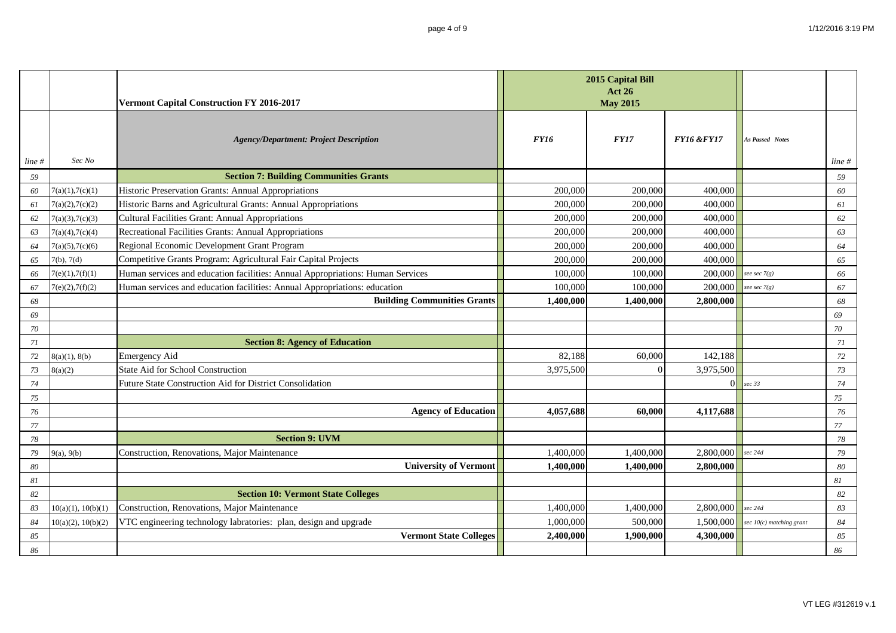| | | Vermont Capital Construction FY 2016-2017 | 2015 Capital Bill Act 26 May 2015 | | | | |
|---|---|---|---|---|---|---|---|
| line # | Sec No | *Agency/Department: Project Description* | *FY16* | *FY17* | *FY16 &FY17* | *As Passed Notes* | line # |
| 59 | | **Section 7: Building Communities Grants** | | | | | 59 |
| 60 | 7(a)(1),7(c)(1) | Historic Preservation Grants: Annual Appropriations | 200,000 | 200,000 | 400,000 | | 60 |
| 61 | 7(a)(2),7(c)(2) | Historic Barns and Agricultural Grants: Annual Appropriations | 200,000 | 200,000 | 400,000 | | 61 |
| 62 | 7(a)(3),7(c)(3) | Cultural Facilities Grant: Annual Appropriations | 200,000 | 200,000 | 400,000 | | 62 |
| 63 | 7(a)(4),7(c)(4) | Recreational Facilities Grants: Annual Appropriations | 200,000 | 200,000 | 400,000 | | 63 |
| 64 | 7(a)(5),7(c)(6) | Regional Economic Development Grant Program | 200,000 | 200,000 | 400,000 | | 64 |
| 65 | 7(b), 7(d) | Competitive Grants Program: Agricultural Fair Capital Projects | 200,000 | 200,000 | 400,000 | | 65 |
| 66 | 7(e)(1),7(f)(1) | Human services and education facilities: Annual Appropriations: Human Services | 100,000 | 100,000 | 200,000 | *see sec 7(g)* | 66 |
| 67 | 7(e)(2),7(f)(2) | Human services and education facilities: Annual Appropriations: education | 100,000 | 100,000 | 200,000 | *see sec 7(g)* | 67 |
| 68 | | **Building Communities Grants** | **1,400,000** | **1,400,000** | **2,800,000** | | 68 |
| 69 | | | | | | | 69 |
| 70 | | | | | | | 70 |
| 71 | | **Section 8: Agency of Education** | | | | | 71 |
| 72 | 8(a)(1), 8(b) | Emergency Aid | 82,188 | 60,000 | 142,188 | | 72 |
| 73 | 8(a)(2) | State Aid for School Construction | 3,975,500 | 0 | 3,975,500 | | 73 |
| 74 | | Future State Construction Aid for District Consolidation | | | 0 | *sec 33* | 74 |
| 75 | | | | | | | 75 |
| 76 | | **Agency of Education** | **4,057,688** | **60,000** | **4,117,688** | | 76 |
| 77 | | | | | | | 77 |
| 78 | | **Section 9: UVM** | | | | | 78 |
| 79 | 9(a), 9(b) | Construction, Renovations, Major Maintenance | 1,400,000 | 1,400,000 | 2,800,000 | *sec 24d* | 79 |
| 80 | | **University of Vermont** | **1,400,000** | **1,400,000** | **2,800,000** | | 80 |
| 81 | | | | | | | 81 |
| 82 | | **Section 10: Vermont State Colleges** | | | | | 82 |
| 83 | 10(a)(1), 10(b)(1) | Construction, Renovations, Major Maintenance | 1,400,000 | 1,400,000 | 2,800,000 | *sec 24d* | 83 |
| 84 | 10(a)(2), 10(b)(2) | VTC engineering technology labratories: plan, design and upgrade | 1,000,000 | 500,000 | 1,500,000 | *sec 10(c) matching grant* | 84 |
| 85 | | **Vermont State Colleges** | **2,400,000** | **1,900,000** | **4,300,000** | | 85 |
| 86 | | | | | | | 86 |

VT LEG #312619 v.1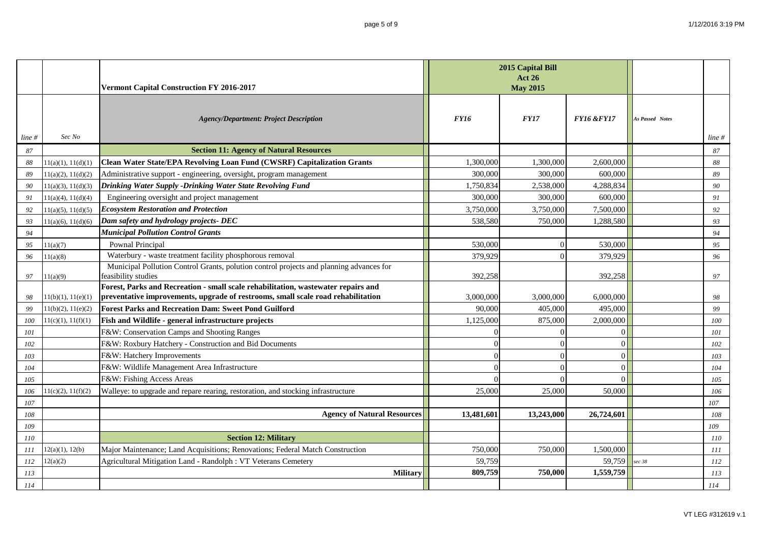| line # | Sec No | Vermont Capital Construction FY 2016-2017 | 2015 Capital Bill Act 26 May 2015 | | | | line # |
|---|---|---|---|---|---|---|---|
| | | *Agency/Department: Project Description* | *FY16* | *FY17* | *FY16 &FY17* | *As Passed Notes* | |
| 87 | | **Section 11: Agency of Natural Resources** | | | | | 87 |
| 88 | 11(a)(1), 11(d)(1) | **Clean Water State/EPA Revolving Loan Fund (CWSRF) Capitalization Grants** | 1,300,000 | 1,300,000 | 2,600,000 | | 88 |
| 89 | 11(a)(2), 11(d)(2) | Administrative support - engineering, oversight, program management | 300,000 | 300,000 | 600,000 | | 89 |
| 90 | 11(a)(3), 11(d)(3) | ***Drinking Water Supply -Drinking Water State Revolving Fund*** | 1,750,834 | 2,538,000 | 4,288,834 | | 90 |
| 91 | 11(a)(4), 11(d)(4) | Engineering oversight and project management | 300,000 | 300,000 | 600,000 | | 91 |
| 92 | 11(a)(5), 11(d)(5) | ***Ecosystem Restoration and Protection*** | 3,750,000 | 3,750,000 | 7,500,000 | | 92 |
| 93 | 11(a)(6), 11(d)(6) | ***Dam safety and hydrology projects- DEC*** | 538,580 | 750,000 | 1,288,580 | | 93 |
| 94 | | ***Municipal Pollution Control Grants*** | | | | | 94 |
| 95 | 11(a)(7) | Pownal Principal | 530,000 | 0 | 530,000 | | 95 |
| 96 | 11(a)(8) | Waterbury - waste treatment facility phosphorous removal | 379,929 | 0 | 379,929 | | 96 |
| 97 | 11(a)(9) | Municipal Pollution Control Grants, polution control projects and planning advances for feasibility studies | 392,258 | | 392,258 | | 97 |
| 98 | 11(b)(1), 11(e)(1) | **Forest, Parks and Recreation - small scale rehabilitation, wastewater repairs and preventative improvements, upgrade of restrooms, small scale road rehabilitation** | 3,000,000 | 3,000,000 | 6,000,000 | | 98 |
| 99 | 11(b)(2), 11(e)(2) | **Forest Parks and Recreation Dam: Sweet Pond Guilford** | 90,000 | 405,000 | 495,000 | | 99 |
| 100 | 11(c)(1), 11(f)(1) | **Fish and Wildlife - general infrastructure projects** | 1,125,000 | 875,000 | 2,000,000 | | 100 |
| 101 | | F&W: Conservation Camps and Shooting Ranges | 0 | 0 | 0 | | 101 |
| 102 | | F&W: Roxbury Hatchery - Construction and Bid Documents | 0 | 0 | 0 | | 102 |
| 103 | | F&W: Hatchery Improvements | 0 | 0 | 0 | | 103 |
| 104 | | F&W: Wildlife Management Area Infrastructure | 0 | 0 | 0 | | 104 |
| 105 | | F&W: Fishing Access Areas | 0 | 0 | 0 | | 105 |
| 106 | 11(c)(2), 11(f)(2) | Walleye: to upgrade and repare rearing, restoration, and stocking infrastructure | 25,000 | 25,000 | 50,000 | | 106 |
| 107 | | | | | | | 107 |
| 108 | | **Agency of Natural Resources** | **13,481,601** | **13,243,000** | **26,724,601** | | 108 |
| 109 | | | | | | | 109 |
| 110 | | **Section 12: Military** | | | | | 110 |
| 111 | 12(a)(1), 12(b) | Major Maintenance; Land Acquisitions; Renovations; Federal Match Construction | 750,000 | 750,000 | 1,500,000 | | 111 |
| 112 | 12(a)(2) | Agricultural Mitigation Land - Randolph : VT Veterans Cemetery | 59,759 | | 59,759 | sec 38 | 112 |
| 113 | | **Military** | **809,759** | **750,000** | **1,559,759** | | 113 |
| 114 | | | | | | | 114 |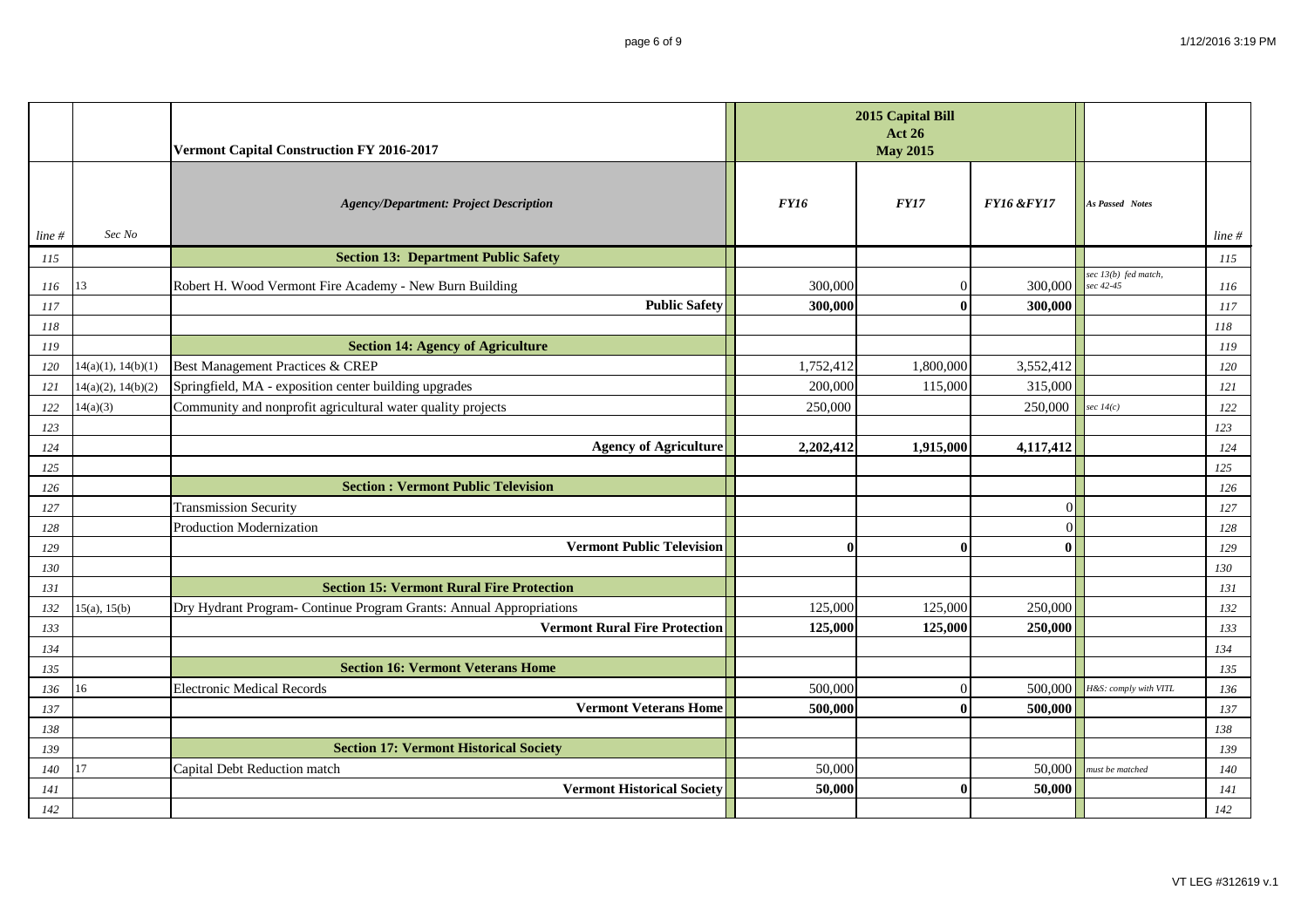| line # | Sec No | Vermont Capital Construction FY 2016-2017<br>*Agency/Department: Project Description* | 2015 Capital Bill Act 26 May 2015<br>*FY16* | *FY17* | *FY16 &FY17* | *As Passed Notes* | line # |
|---|---|---|---|---|---|---|---|
| 115 | | **Section 13: Department Public Safety** | | | | | 115 |
| 116 | 13 | Robert H. Wood Vermont Fire Academy - New Burn Building | 300,000 | 0 | 300,000 | *sec 13(b) fed match, sec 42-45* | 116 |
| 117 | | **Public Safety** | **300,000** | **0** | **300,000** | | 117 |
| 118 | | | | | | | 118 |
| 119 | | **Section 14: Agency of Agriculture** | | | | | 119 |
| 120 | 14(a)(1), 14(b)(1) | Best Management Practices & CREP | 1,752,412 | 1,800,000 | 3,552,412 | | 120 |
| 121 | 14(a)(2), 14(b)(2) | Springfield, MA - exposition center building upgrades | 200,000 | 115,000 | 315,000 | | 121 |
| 122 | 14(a)(3) | Community and nonprofit agricultural water quality projects | 250,000 | | 250,000 | *sec 14(c)* | 122 |
| 123 | | | | | | | 123 |
| 124 | | **Agency of Agriculture** | **2,202,412** | **1,915,000** | **4,117,412** | | 124 |
| 125 | | | | | | | 125 |
| 126 | | **Section : Vermont Public Television** | | | | | 126 |
| 127 | | Transmission Security | | | 0 | | 127 |
| 128 | | Production Modernization | | | 0 | | 128 |
| 129 | | **Vermont Public Television** | **0** | **0** | **0** | | 129 |
| 130 | | | | | | | 130 |
| 131 | | **Section 15: Vermont Rural Fire Protection** | | | | | 131 |
| 132 | 15(a), 15(b) | Dry Hydrant Program- Continue Program Grants: Annual Appropriations | 125,000 | 125,000 | 250,000 | | 132 |
| 133 | | **Vermont Rural Fire Protection** | **125,000** | **125,000** | **250,000** | | 133 |
| 134 | | | | | | | 134 |
| 135 | | **Section 16: Vermont Veterans Home** | | | | | 135 |
| 136 | 16 | Electronic Medical Records | 500,000 | 0 | 500,000 | *H&S: comply with VITL* | 136 |
| 137 | | **Vermont Veterans Home** | **500,000** | **0** | **500,000** | | 137 |
| 138 | | | | | | | 138 |
| 139 | | **Section 17: Vermont Historical Society** | | | | | 139 |
| 140 | 17 | Capital Debt Reduction match | 50,000 | | 50,000 | *must be matched* | 140 |
| 141 | | **Vermont Historical Society** | **50,000** | **0** | **50,000** | | 141 |
| 142 | | | | | | | 142 |

VT LEG #312619 v.1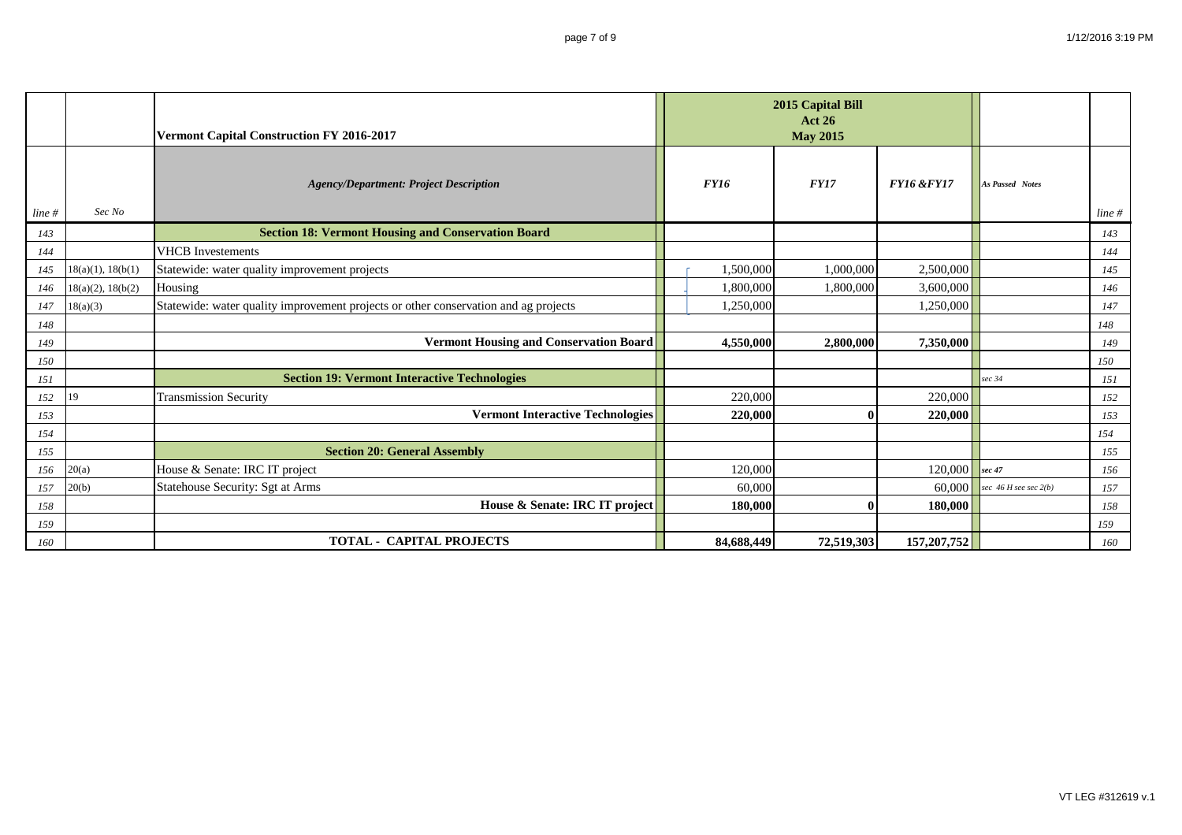| line # | Sec No | Vermont Capital Construction FY 2016-2017<br>*Agency/Department: Project Description* | 2015 Capital Bill Act 26 May 2015<br>*FY16* | *FY17* | *FY16 &FY17* | *As Passed Notes* | line # |
|---|---|---|---|---|---|---|---|
| 143 | | **Section 18: Vermont Housing and Conservation Board** | | | | | 143 |
| 144 | | VHCB Investements | | | | | 144 |
| 145 | 18(a)(1), 18(b(1) | Statewide: water quality improvement projects | 1,500,000 | 1,000,000 | 2,500,000 | | 145 |
| 146 | 18(a)(2), 18(b(2) | Housing | 1,800,000 | 1,800,000 | 3,600,000 | | 146 |
| 147 | 18(a)(3) | Statewide: water quality improvement projects or other conservation and ag projects | 1,250,000 | | 1,250,000 | | 147 |
| 148 | | | | | | | 148 |
| 149 | | **Vermont Housing and Conservation Board** | **4,550,000** | **2,800,000** | **7,350,000** | | 149 |
| 150 | | | | | | | 150 |
| 151 | | **Section 19: Vermont Interactive Technologies** | | | | *sec 34* | 151 |
| 152 | 19 | Transmission Security | 220,000 | | 220,000 | | 152 |
| 153 | | **Vermont Interactive Technologies** | **220,000** | **0** | **220,000** | | 153 |
| 154 | | | | | | | 154 |
| 155 | | **Section 20: General Assembly** | | | | | 155 |
| 156 | 20(a) | House & Senate: IRC IT project | 120,000 | | 120,000 | *sec 47* | 156 |
| 157 | 20(b) | Statehouse Security: Sgt at Arms | 60,000 | | 60,000 | *sec 46 H see sec 2(b)* | 157 |
| 158 | | **House & Senate: IRC IT project** | **180,000** | **0** | **180,000** | | 158 |
| 159 | | | | | | | 159 |
| 160 | | **TOTAL - CAPITAL PROJECTS** | **84,688,449** | **72,519,303** | **157,207,752** | | 160 |

VT LEG #312619 v.1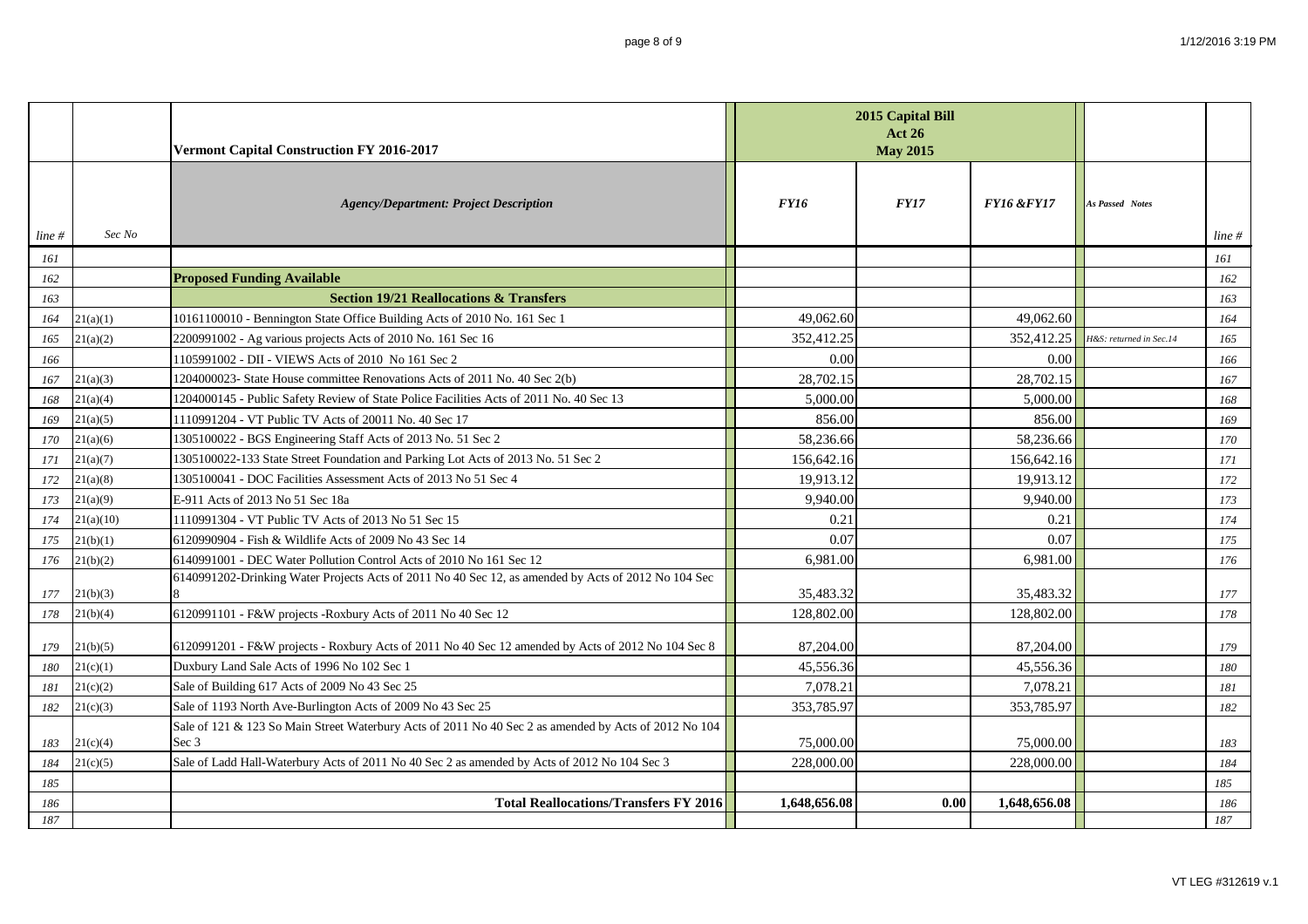| | | Vermont Capital Construction FY 2016-2017 | 2015 Capital Bill Act 26 May 2015 | | | | |
|---|---|---|---|---|---|---|---|
| line # | Sec No | *Agency/Department: Project Description* | *FY16* | *FY17* | *FY16 &FY17* | *As Passed Notes* | line # |
| 161 | | | | | | | 161 |
| 162 | | **Proposed Funding Available** | | | | | 162 |
| 163 | | **Section 19/21 Reallocations & Transfers** | | | | | 163 |
| 164 | 21(a)(1) | 10161100010 - Bennington State Office Building Acts of 2010 No. 161 Sec 1 | 49,062.60 | | 49,062.60 | | 164 |
| 165 | 21(a)(2) | 2200991002 - Ag various projects Acts of 2010 No. 161 Sec 16 | 352,412.25 | | 352,412.25 | H&S: returned in Sec.14 | 165 |
| 166 | | 1105991002 - DII - VIEWS Acts of 2010 No 161 Sec 2 | 0.00 | | 0.00 | | 166 |
| 167 | 21(a)(3) | 1204000023- State House committee Renovations Acts of 2011 No. 40 Sec 2(b) | 28,702.15 | | 28,702.15 | | 167 |
| 168 | 21(a)(4) | 1204000145 - Public Safety Review of State Police Facilities Acts of 2011 No. 40 Sec 13 | 5,000.00 | | 5,000.00 | | 168 |
| 169 | 21(a)(5) | 1110991204 - VT Public TV Acts of 20011 No. 40 Sec 17 | 856.00 | | 856.00 | | 169 |
| 170 | 21(a)(6) | 1305100022 - BGS Engineering Staff Acts of 2013 No. 51 Sec 2 | 58,236.66 | | 58,236.66 | | 170 |
| 171 | 21(a)(7) | 1305100022-133 State Street Foundation and Parking Lot Acts of 2013 No. 51 Sec 2 | 156,642.16 | | 156,642.16 | | 171 |
| 172 | 21(a)(8) | 1305100041 - DOC Facilities Assessment Acts of 2013 No 51 Sec 4 | 19,913.12 | | 19,913.12 | | 172 |
| 173 | 21(a)(9) | E-911 Acts of 2013 No 51 Sec 18a | 9,940.00 | | 9,940.00 | | 173 |
| 174 | 21(a)(10) | 1110991304 - VT Public TV Acts of 2013 No 51 Sec 15 | 0.21 | | 0.21 | | 174 |
| 175 | 21(b)(1) | 6120990904 - Fish & Wildlife Acts of 2009 No 43 Sec 14 | 0.07 | | 0.07 | | 175 |
| 176 | 21(b)(2) | 6140991001 - DEC Water Pollution Control Acts of 2010 No 161 Sec 12 | 6,981.00 | | 6,981.00 | | 176 |
| 177 | 21(b)(3) | 6140991202-Drinking Water Projects Acts of 2011 No 40 Sec 12, as amended by Acts of 2012 No 104 Sec 8 | 35,483.32 | | 35,483.32 | | 177 |
| 178 | 21(b)(4) | 6120991101 - F&W projects -Roxbury Acts of 2011 No 40 Sec 12 | 128,802.00 | | 128,802.00 | | 178 |
| 179 | 21(b)(5) | 6120991201 - F&W projects - Roxbury Acts of 2011 No 40 Sec 12 amended by Acts of 2012 No 104 Sec 8 | 87,204.00 | | 87,204.00 | | 179 |
| 180 | 21(c)(1) | Duxbury Land Sale Acts of 1996 No 102 Sec 1 | 45,556.36 | | 45,556.36 | | 180 |
| 181 | 21(c)(2) | Sale of Building 617 Acts of 2009 No 43 Sec 25 | 7,078.21 | | 7,078.21 | | 181 |
| 182 | 21(c)(3) | Sale of 1193 North Ave-Burlington Acts of 2009 No 43 Sec 25 | 353,785.97 | | 353,785.97 | | 182 |
| 183 | 21(c)(4) | Sale of 121 & 123 So Main Street Waterbury Acts of 2011 No 40 Sec 2 as amended by Acts of 2012 No 104 Sec 3 | 75,000.00 | | 75,000.00 | | 183 |
| 184 | 21(c)(5) | Sale of Ladd Hall-Waterbury Acts of 2011 No 40 Sec 2 as amended by Acts of 2012 No 104 Sec 3 | 228,000.00 | | 228,000.00 | | 184 |
| 185 | | | | | | | 185 |
| 186 | | **Total Reallocations/Transfers FY 2016** | **1,648,656.08** | **0.00** | **1,648,656.08** | | 186 |
| 187 | | | | | | | 187 |

VT LEG #312619 v.1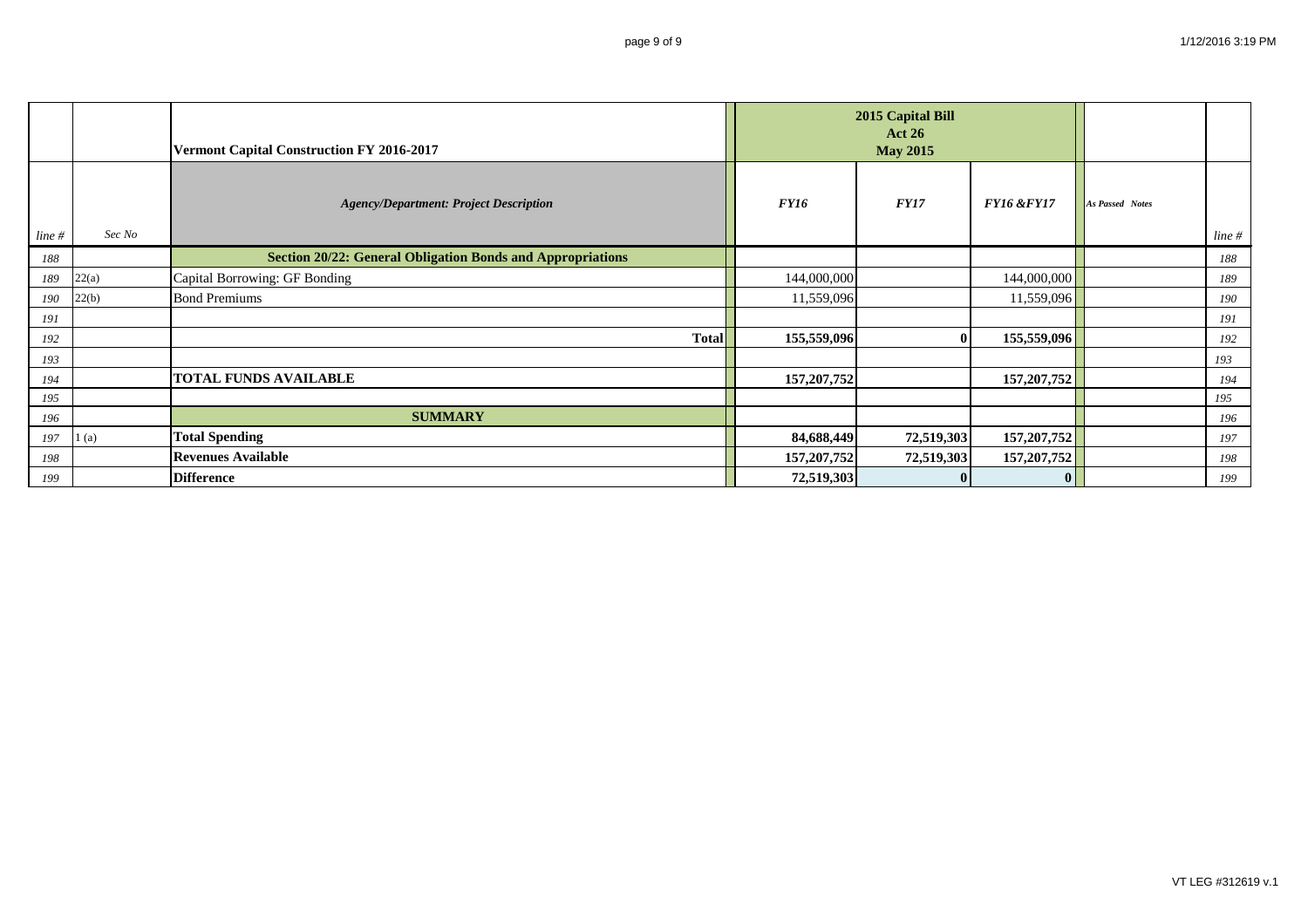| | | Vermont Capital Construction FY 2016-2017 | 2015 Capital Bill Act 26 May 2015 | | | | |
|---|---|---|---|---|---|---|---|
| line # | Sec No | *Agency/Department: Project Description* | *FY16* | *FY17* | *FY16 &FY17* | *As Passed Notes* | line # |
| 188 | | **Section 20/22: General Obligation Bonds and Appropriations** | | | | | 188 |
| 189 | 22(a) | Capital Borrowing: GF Bonding | 144,000,000 | | 144,000,000 | | 189 |
| 190 | 22(b) | Bond Premiums | 11,559,096 | | 11,559,096 | | 190 |
| 191 | | | | | | | 191 |
| 192 | | **Total** | **155,559,096** | **0** | **155,559,096** | | 192 |
| 193 | | | | | | | 193 |
| 194 | | **TOTAL FUNDS AVAILABLE** | **157,207,752** | | **157,207,752** | | 194 |
| 195 | | | | | | | 195 |
| 196 | | **SUMMARY** | | | | | 196 |
| 197 | 1 (a) | **Total Spending** | **84,688,449** | **72,519,303** | **157,207,752** | | 197 |
| 198 | | **Revenues Available** | **157,207,752** | **72,519,303** | **157,207,752** | | 198 |
| 199 | | **Difference** | **72,519,303** | **0** | **0** | | 199 |

VT LEG #312619 v.1